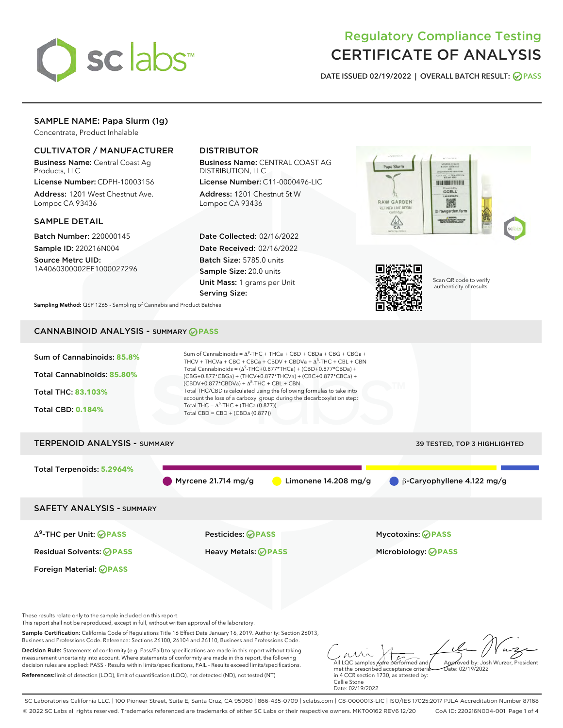# Regulatory Compliance Testing CERTIFICATE OF ANALYSIS

DATE ISSUED 02/19/2022 | OVERALL BATCH RESULT: PASS

## SAMPLE NAME: Papa Slurm (1g)

Concentrate, Product Inhalable

### CULTIVATOR / MANUFACTURER

**Business Name:** Central Coast Ag Products, LLC
**License Number:** CDPH-10003156
**Address:** 1201 West Chestnut Ave. Lompoc CA 93436

### DISTRIBUTOR

**Business Name:** CENTRAL COAST AG DISTRIBUTION, LLC
**License Number:** C11-0000496-LIC
**Address:** 1201 Chestnut St W Lompoc CA 93436

### SAMPLE DETAIL

**Batch Number:** 220000145
**Sample ID:** 220216N004
**Source Metrc UID:** 1A4060300002EE1000027296

**Date Collected:** 02/16/2022
**Date Received:** 02/16/2022
**Batch Size:** 5785.0 units
**Sample Size:** 20.0 units
**Unit Mass:** 1 grams per Unit
**Serving Size:**

Scan QR code to verify authenticity of results.

**Sampling Method:** QSP 1265 - Sampling of Cannabis and Product Batches

## CANNABINOID ANALYSIS - SUMMARY PASS

**Sum of Cannabinoids:** 85.8%
**Total Cannabinoids:** 85.80%
**Total THC:** 83.103%
**Total CBD:** 0.184%

Sum of Cannabinoids = $\Delta^9$-THC + THCa + CBD + CBDa + CBG + CBGa + THCV + THCVa + CBC + CBCa + CBDV + CBDVa + $\Delta^8$-THC + CBL + CBN
Total Cannabinoids = ($\Delta^9$-THC+0.877*THCa) + (CBD+0.877*CBDa) + (CBG+0.877*CBGa) + (THCV+0.877*THCVa) + (CBC+0.877*CBCa) + (CBDV+0.877*CBDVa) + $\Delta^8$-THC + CBL + CBN
Total THC/CBD is calculated using the following formulas to take into account the loss of a carboxyl group during the decarboxylation step:
Total THC = $\Delta^9$-THC + (THCa (0.877))
Total CBD = CBD + (CBDa (0.877))

## TERPENOID ANALYSIS - SUMMARY

39 TESTED, TOP 3 HIGHLIGHTED

**Total Terpenoids:** 5.2964%

Myrcene 21.714 mg/g | Limonene 14.208 mg/g | β-Caryophyllene 4.122 mg/g

## SAFETY ANALYSIS - SUMMARY

| | | |
|---|---|---|
| $\Delta^9$-THC per Unit: PASS | Pesticides: PASS | Mycotoxins: PASS |
| Residual Solvents: PASS | Heavy Metals: PASS | Microbiology: PASS |
| Foreign Material: PASS | | |

These results relate only to the sample included on this report.
This report shall not be reproduced, except in full, without written approval of the laboratory.

**Sample Certification:** California Code of Regulations Title 16 Effect Date January 16, 2019. Authority: Section 26013, Business and Professions Code. Reference: Sections 26100, 26104 and 26110, Business and Professions Code.

**Decision Rule:** Statements of conformity (e.g. Pass/Fail) to specifications are made in this report without taking measurement uncertainty into account. Where statements of conformity are made in this report, the following decision rules are applied: PASS - Results within limits/specifications, FAIL - Results exceed limits/specifications.

**References:** limit of detection (LOD), limit of quantification (LOQ), not detected (ND), not tested (NT)

All LQC samples were performed and met the prescribed acceptance criteria in 4 CCR section 1730, as attested by: Callie Stone
Date: 02/19/2022

Approved by: Josh Wurzer, President
Date: 02/19/2022

SC Laboratories California LLC. | 100 Pioneer Street, Suite E, Santa Cruz, CA 95060 | 866-435-0709 | sclabs.com | C8-0000013-LIC | ISO/IES 17025:2017 PJLA Accreditation Number 87168
© 2022 SC Labs all rights reserved. Trademarks referenced are trademarks of either SC Labs or their respective owners. MKT00162 REV6 12/20 CoA ID: 220216N004-001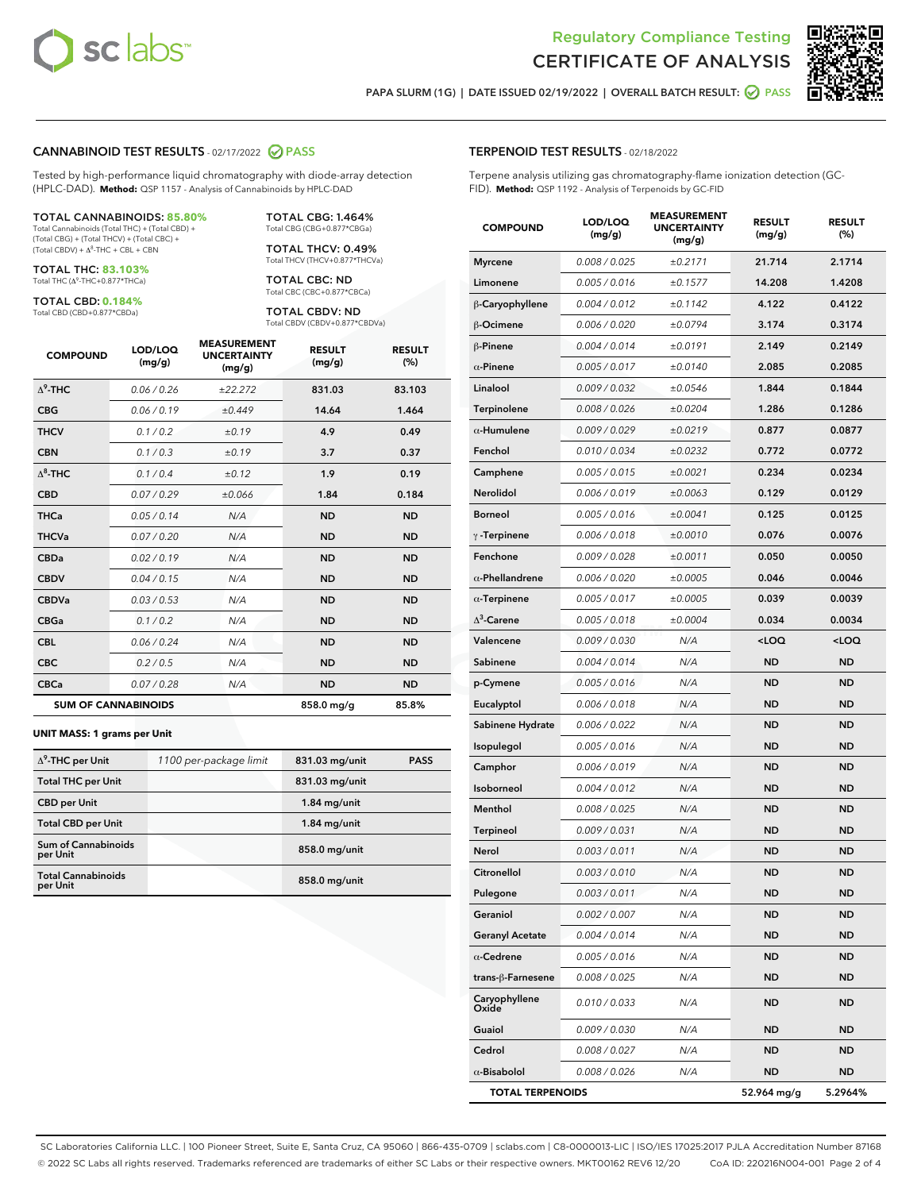Regulatory Compliance Testing
# CERTIFICATE OF ANALYSIS

PAPA SLURM (1G) | DATE ISSUED 02/19/2022 | OVERALL BATCH RESULT: PASS

## CANNABINOID TEST RESULTS - 02/17/2022 PASS

Tested by high-performance liquid chromatography with diode-array detection (HPLC-DAD). **Method:** QSP 1157 - Analysis of Cannabinoids by HPLC-DAD

**TOTAL CANNABINOIDS: 85.80%**
Total Cannabinoids (Total THC) + (Total CBD) + (Total CBG) + (Total THCV) + (Total CBC) + (Total CBDV) + Δ⁸-THC + CBL + CBN

**TOTAL THC: 83.103%**
Total THC (Δ⁹-THC+0.877*THCa)

**TOTAL CBD: 0.184%**
Total CBD (CBD+0.877*CBDa)

**TOTAL CBG: 1.464%**
Total CBG (CBG+0.877*CBGa)

**TOTAL THCV: 0.49%**
Total THCV (THCV+0.877*THCVa)

**TOTAL CBC: ND**
Total CBC (CBC+0.877*CBCa)

**TOTAL CBDV: ND**
Total CBDV (CBDV+0.877*CBDVa)

| COMPOUND | LOD/LOQ (mg/g) | MEASUREMENT UNCERTAINTY (mg/g) | RESULT (mg/g) | RESULT (%) |
|---|---|---|---|---|
| Δ⁹-THC | 0.06 / 0.26 | ±22.272 | 831.03 | 83.103 |
| CBG | 0.06 / 0.19 | ±0.449 | 14.64 | 1.464 |
| THCV | 0.1 / 0.2 | ±0.19 | 4.9 | 0.49 |
| CBN | 0.1 / 0.3 | ±0.19 | 3.7 | 0.37 |
| Δ⁸-THC | 0.1 / 0.4 | ±0.12 | 1.9 | 0.19 |
| CBD | 0.07 / 0.29 | ±0.066 | 1.84 | 0.184 |
| THCa | 0.05 / 0.14 | N/A | ND | ND |
| THCVa | 0.07 / 0.20 | N/A | ND | ND |
| CBDa | 0.02 / 0.19 | N/A | ND | ND |
| CBDV | 0.04 / 0.15 | N/A | ND | ND |
| CBDVa | 0.03 / 0.53 | N/A | ND | ND |
| CBGa | 0.1 / 0.2 | N/A | ND | ND |
| CBL | 0.06 / 0.24 | N/A | ND | ND |
| CBC | 0.2 / 0.5 | N/A | ND | ND |
| CBCa | 0.07 / 0.28 | N/A | ND | ND |
| **SUM OF CANNABINOIDS** | | | **858.0 mg/g** | **85.8%** |

**UNIT MASS: 1 grams per Unit**

| | | | |
|---|---|---|---|
| Δ⁹-THC per Unit | 1100 per-package limit | 831.03 mg/unit | PASS |
| Total THC per Unit | | 831.03 mg/unit | |
| CBD per Unit | | 1.84 mg/unit | |
| Total CBD per Unit | | 1.84 mg/unit | |
| Sum of Cannabinoids per Unit | | 858.0 mg/unit | |
| Total Cannabinoids per Unit | | 858.0 mg/unit | |

## TERPENOID TEST RESULTS - 02/18/2022

Terpene analysis utilizing gas chromatography-flame ionization detection (GC-FID). **Method:** QSP 1192 - Analysis of Terpenoids by GC-FID

| COMPOUND | LOD/LOQ (mg/g) | MEASUREMENT UNCERTAINTY (mg/g) | RESULT (mg/g) | RESULT (%) |
|---|---|---|---|---|
| Myrcene | 0.008 / 0.025 | ±0.2171 | 21.714 | 2.1714 |
| Limonene | 0.005 / 0.016 | ±0.1577 | 14.208 | 1.4208 |
| β-Caryophyllene | 0.004 / 0.012 | ±0.1142 | 4.122 | 0.4122 |
| β-Ocimene | 0.006 / 0.020 | ±0.0794 | 3.174 | 0.3174 |
| β-Pinene | 0.004 / 0.014 | ±0.0191 | 2.149 | 0.2149 |
| α-Pinene | 0.005 / 0.017 | ±0.0140 | 2.085 | 0.2085 |
| Linalool | 0.009 / 0.032 | ±0.0546 | 1.844 | 0.1844 |
| Terpinolene | 0.008 / 0.026 | ±0.0204 | 1.286 | 0.1286 |
| α-Humulene | 0.009 / 0.029 | ±0.0219 | 0.877 | 0.0877 |
| Fenchol | 0.010 / 0.034 | ±0.0232 | 0.772 | 0.0772 |
| Camphene | 0.005 / 0.015 | ±0.0021 | 0.234 | 0.0234 |
| Nerolidol | 0.006 / 0.019 | ±0.0063 | 0.129 | 0.0129 |
| Borneol | 0.005 / 0.016 | ±0.0041 | 0.125 | 0.0125 |
| γ-Terpinene | 0.006 / 0.018 | ±0.0010 | 0.076 | 0.0076 |
| Fenchone | 0.009 / 0.028 | ±0.0011 | 0.050 | 0.0050 |
| α-Phellandrene | 0.006 / 0.020 | ±0.0005 | 0.046 | 0.0046 |
| α-Terpinene | 0.005 / 0.017 | ±0.0005 | 0.039 | 0.0039 |
| Δ³-Carene | 0.005 / 0.018 | ±0.0004 | 0.034 | 0.0034 |
| Valencene | 0.009 / 0.030 | N/A | <LOQ | <LOQ |
| Sabinene | 0.004 / 0.014 | N/A | ND | ND |
| p-Cymene | 0.005 / 0.016 | N/A | ND | ND |
| Eucalyptol | 0.006 / 0.018 | N/A | ND | ND |
| Sabinene Hydrate | 0.006 / 0.022 | N/A | ND | ND |
| Isopulegol | 0.005 / 0.016 | N/A | ND | ND |
| Camphor | 0.006 / 0.019 | N/A | ND | ND |
| Isoborneol | 0.004 / 0.012 | N/A | ND | ND |
| Menthol | 0.008 / 0.025 | N/A | ND | ND |
| Terpineol | 0.009 / 0.031 | N/A | ND | ND |
| Nerol | 0.003 / 0.011 | N/A | ND | ND |
| Citronellol | 0.003 / 0.010 | N/A | ND | ND |
| Pulegone | 0.003 / 0.011 | N/A | ND | ND |
| Geraniol | 0.002 / 0.007 | N/A | ND | ND |
| Geranyl Acetate | 0.004 / 0.014 | N/A | ND | ND |
| α-Cedrene | 0.005 / 0.016 | N/A | ND | ND |
| trans-β-Farnesene | 0.008 / 0.025 | N/A | ND | ND |
| Caryophyllene Oxide | 0.010 / 0.033 | N/A | ND | ND |
| Guaiol | 0.009 / 0.030 | N/A | ND | ND |
| Cedrol | 0.008 / 0.027 | N/A | ND | ND |
| α-Bisabolol | 0.008 / 0.026 | N/A | ND | ND |
| **TOTAL TERPENOIDS** | | | **52.964 mg/g** | **5.2964%** |

SC Laboratories California LLC. | 100 Pioneer Street, Suite E, Santa Cruz, CA 95060 | 866-435-0709 | sclabs.com | C8-0000013-LIC | ISO/IES 17025:2017 PJLA Accreditation Number 87168
© 2022 SC Labs all rights reserved. Trademarks referenced are trademarks of either SC Labs or their respective owners. MKT00162 REV6 12/20 CoA ID: 220216N004-001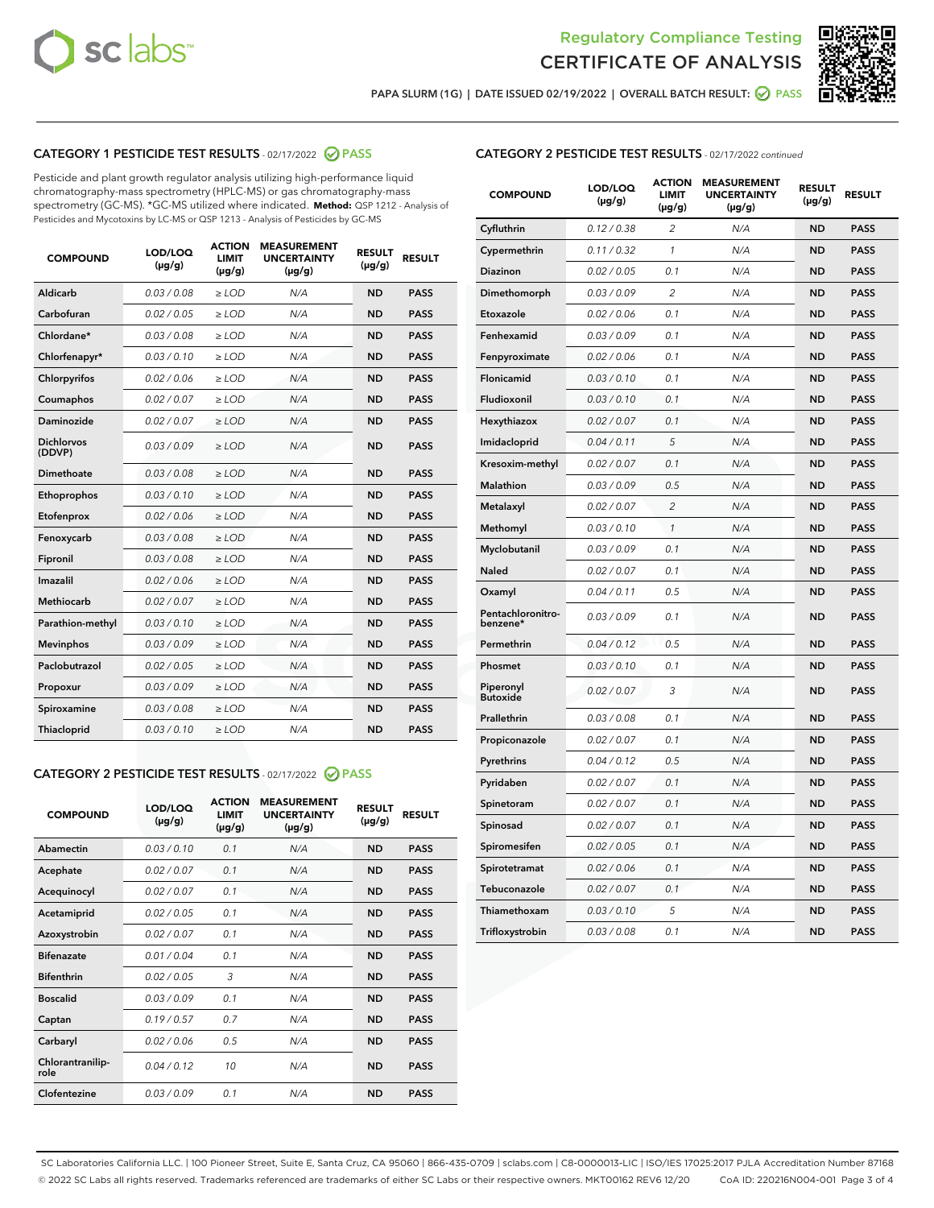Regulatory Compliance Testing
CERTIFICATE OF ANALYSIS

PAPA SLURM (1G) | DATE ISSUED 02/19/2022 | OVERALL BATCH RESULT: PASS

## CATEGORY 1 PESTICIDE TEST RESULTS - 02/17/2022 PASS

Pesticide and plant growth regulator analysis utilizing high-performance liquid chromatography-mass spectrometry (HPLC-MS) or gas chromatography-mass spectrometry (GC-MS). *GC-MS utilized where indicated. **Method:** QSP 1212 - Analysis of Pesticides and Mycotoxins by LC-MS or QSP 1213 - Analysis of Pesticides by GC-MS

| COMPOUND | LOD/LOQ (µg/g) | ACTION LIMIT (µg/g) | MEASUREMENT UNCERTAINTY (µg/g) | RESULT (µg/g) | RESULT |
|---|---|---|---|---|---|
| Aldicarb | 0.03 / 0.08 | ≥ LOD | N/A | ND | PASS |
| Carbofuran | 0.02 / 0.05 | ≥ LOD | N/A | ND | PASS |
| Chlordane* | 0.03 / 0.08 | ≥ LOD | N/A | ND | PASS |
| Chlorfenapyr* | 0.03 / 0.10 | ≥ LOD | N/A | ND | PASS |
| Chlorpyrifos | 0.02 / 0.06 | ≥ LOD | N/A | ND | PASS |
| Coumaphos | 0.02 / 0.07 | ≥ LOD | N/A | ND | PASS |
| Daminozide | 0.02 / 0.07 | ≥ LOD | N/A | ND | PASS |
| Dichlorvos (DDVP) | 0.03 / 0.09 | ≥ LOD | N/A | ND | PASS |
| Dimethoate | 0.03 / 0.08 | ≥ LOD | N/A | ND | PASS |
| Ethoprophos | 0.03 / 0.10 | ≥ LOD | N/A | ND | PASS |
| Etofenprox | 0.02 / 0.06 | ≥ LOD | N/A | ND | PASS |
| Fenoxycarb | 0.03 / 0.08 | ≥ LOD | N/A | ND | PASS |
| Fipronil | 0.03 / 0.08 | ≥ LOD | N/A | ND | PASS |
| Imazalil | 0.02 / 0.06 | ≥ LOD | N/A | ND | PASS |
| Methiocarb | 0.02 / 0.07 | ≥ LOD | N/A | ND | PASS |
| Parathion-methyl | 0.03 / 0.10 | ≥ LOD | N/A | ND | PASS |
| Mevinphos | 0.03 / 0.09 | ≥ LOD | N/A | ND | PASS |
| Paclobutrazol | 0.02 / 0.05 | ≥ LOD | N/A | ND | PASS |
| Propoxur | 0.03 / 0.09 | ≥ LOD | N/A | ND | PASS |
| Spiroxamine | 0.03 / 0.08 | ≥ LOD | N/A | ND | PASS |
| Thiacloprid | 0.03 / 0.10 | ≥ LOD | N/A | ND | PASS |

## CATEGORY 2 PESTICIDE TEST RESULTS - 02/17/2022 PASS

| COMPOUND | LOD/LOQ (µg/g) | ACTION LIMIT (µg/g) | MEASUREMENT UNCERTAINTY (µg/g) | RESULT (µg/g) | RESULT |
|---|---|---|---|---|---|
| Abamectin | 0.03 / 0.10 | 0.1 | N/A | ND | PASS |
| Acephate | 0.02 / 0.07 | 0.1 | N/A | ND | PASS |
| Acequinocyl | 0.02 / 0.07 | 0.1 | N/A | ND | PASS |
| Acetamiprid | 0.02 / 0.05 | 0.1 | N/A | ND | PASS |
| Azoxystrobin | 0.02 / 0.07 | 0.1 | N/A | ND | PASS |
| Bifenazate | 0.01 / 0.04 | 0.1 | N/A | ND | PASS |
| Bifenthrin | 0.02 / 0.05 | 3 | N/A | ND | PASS |
| Boscalid | 0.03 / 0.09 | 0.1 | N/A | ND | PASS |
| Captan | 0.19 / 0.57 | 0.7 | N/A | ND | PASS |
| Carbaryl | 0.02 / 0.06 | 0.5 | N/A | ND | PASS |
| Chlorantraniliprole | 0.04 / 0.12 | 10 | N/A | ND | PASS |
| Clofentezine | 0.03 / 0.09 | 0.1 | N/A | ND | PASS |
| Cyfluthrin | 0.12 / 0.38 | 2 | N/A | ND | PASS |
| Cypermethrin | 0.11 / 0.32 | 1 | N/A | ND | PASS |
| Diazinon | 0.02 / 0.05 | 0.1 | N/A | ND | PASS |
| Dimethomorph | 0.03 / 0.09 | 2 | N/A | ND | PASS |
| Etoxazole | 0.02 / 0.06 | 0.1 | N/A | ND | PASS |
| Fenhexamid | 0.03 / 0.09 | 0.1 | N/A | ND | PASS |
| Fenpyroximate | 0.02 / 0.06 | 0.1 | N/A | ND | PASS |
| Flonicamid | 0.03 / 0.10 | 0.1 | N/A | ND | PASS |
| Fludioxonil | 0.03 / 0.10 | 0.1 | N/A | ND | PASS |
| Hexythiazox | 0.02 / 0.07 | 0.1 | N/A | ND | PASS |
| Imidacloprid | 0.04 / 0.11 | 5 | N/A | ND | PASS |
| Kresoxim-methyl | 0.02 / 0.07 | 0.1 | N/A | ND | PASS |
| Malathion | 0.03 / 0.09 | 0.5 | N/A | ND | PASS |
| Metalaxyl | 0.02 / 0.07 | 2 | N/A | ND | PASS |
| Methomyl | 0.03 / 0.10 | 1 | N/A | ND | PASS |
| Myclobutanil | 0.03 / 0.09 | 0.1 | N/A | ND | PASS |
| Naled | 0.02 / 0.07 | 0.1 | N/A | ND | PASS |
| Oxamyl | 0.04 / 0.11 | 0.5 | N/A | ND | PASS |
| Pentachloronitrobenzene* | 0.03 / 0.09 | 0.1 | N/A | ND | PASS |
| Permethrin | 0.04 / 0.12 | 0.5 | N/A | ND | PASS |
| Phosmet | 0.03 / 0.10 | 0.1 | N/A | ND | PASS |
| Piperonyl Butoxide | 0.02 / 0.07 | 3 | N/A | ND | PASS |
| Prallethrin | 0.03 / 0.08 | 0.1 | N/A | ND | PASS |
| Propiconazole | 0.02 / 0.07 | 0.1 | N/A | ND | PASS |
| Pyrethrins | 0.04 / 0.12 | 0.5 | N/A | ND | PASS |
| Pyridaben | 0.02 / 0.07 | 0.1 | N/A | ND | PASS |
| Spinetoram | 0.02 / 0.07 | 0.1 | N/A | ND | PASS |
| Spinosad | 0.02 / 0.07 | 0.1 | N/A | ND | PASS |
| Spiromesifen | 0.02 / 0.05 | 0.1 | N/A | ND | PASS |
| Spirotetramat | 0.02 / 0.06 | 0.1 | N/A | ND | PASS |
| Tebuconazole | 0.02 / 0.07 | 0.1 | N/A | ND | PASS |
| Thiamethoxam | 0.03 / 0.10 | 5 | N/A | ND | PASS |
| Trifloxystrobin | 0.03 / 0.08 | 0.1 | N/A | ND | PASS |

SC Laboratories California LLC. | 100 Pioneer Street, Suite E, Santa Cruz, CA 95060 | 866-435-0709 | sclabs.com | C8-0000013-LIC | ISO/IES 17025:2017 PJLA Accreditation Number 87168
© 2022 SC Labs all rights reserved. Trademarks referenced are trademarks of either SC Labs or their respective owners. MKT00162 REV6 12/20 CoA ID: 220216N004-001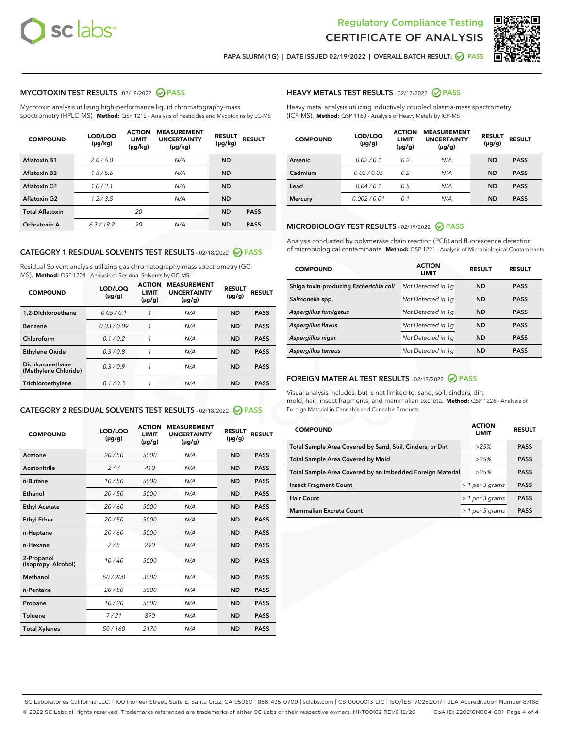Regulatory Compliance Testing

# CERTIFICATE OF ANALYSIS

PAPA SLURM (1G) | DATE ISSUED 02/19/2022 | OVERALL BATCH RESULT: PASS

## MYCOTOXIN TEST RESULTS - 02/18/2022 PASS

Mycotoxin analysis utilizing high-performance liquid chromatography-mass spectrometry (HPLC-MS). **Method:** QSP 1212 - Analysis of Pesticides and Mycotoxins by LC-MS

| COMPOUND | LOD/LOQ (µg/kg) | ACTION LIMIT (µg/kg) | MEASUREMENT UNCERTAINTY (µg/kg) | RESULT (µg/kg) | RESULT |
|---|---|---|---|---|---|
| Aflatoxin B1 | 2.0 / 6.0 | | N/A | ND | |
| Aflatoxin B2 | 1.8 / 5.6 | | N/A | ND | |
| Aflatoxin G1 | 1.0 / 3.1 | | N/A | ND | |
| Aflatoxin G2 | 1.2 / 3.5 | | N/A | ND | |
| Total Aflatoxin | | 20 | | ND | PASS |
| Ochratoxin A | 6.3 / 19.2 | 20 | N/A | ND | PASS |

## CATEGORY 1 RESIDUAL SOLVENTS TEST RESULTS - 02/18/2022 PASS

Residual Solvent analysis utilizing gas chromatography-mass spectrometry (GC-MS). **Method:** QSP 1204 - Analysis of Residual Solvents by GC-MS

| COMPOUND | LOD/LOQ (µg/g) | ACTION LIMIT (µg/g) | MEASUREMENT UNCERTAINTY (µg/g) | RESULT (µg/g) | RESULT |
|---|---|---|---|---|---|
| 1,2-Dichloroethane | 0.05 / 0.1 | 1 | N/A | ND | PASS |
| Benzene | 0.03 / 0.09 | 1 | N/A | ND | PASS |
| Chloroform | 0.1 / 0.2 | 1 | N/A | ND | PASS |
| Ethylene Oxide | 0.3 / 0.8 | 1 | N/A | ND | PASS |
| Dichloromethane (Methylene Chloride) | 0.3 / 0.9 | 1 | N/A | ND | PASS |
| Trichloroethylene | 0.1 / 0.3 | 1 | N/A | ND | PASS |

## CATEGORY 2 RESIDUAL SOLVENTS TEST RESULTS - 02/18/2022 PASS

| COMPOUND | LOD/LOQ (µg/g) | ACTION LIMIT (µg/g) | MEASUREMENT UNCERTAINTY (µg/g) | RESULT (µg/g) | RESULT |
|---|---|---|---|---|---|
| Acetone | 20 / 50 | 5000 | N/A | ND | PASS |
| Acetonitrile | 2 / 7 | 410 | N/A | ND | PASS |
| n-Butane | 10 / 50 | 5000 | N/A | ND | PASS |
| Ethanol | 20 / 50 | 5000 | N/A | ND | PASS |
| Ethyl Acetate | 20 / 60 | 5000 | N/A | ND | PASS |
| Ethyl Ether | 20 / 50 | 5000 | N/A | ND | PASS |
| n-Heptane | 20 / 60 | 5000 | N/A | ND | PASS |
| n-Hexane | 2 / 5 | 290 | N/A | ND | PASS |
| 2-Propanol (Isopropyl Alcohol) | 10 / 40 | 5000 | N/A | ND | PASS |
| Methanol | 50 / 200 | 3000 | N/A | ND | PASS |
| n-Pentane | 20 / 50 | 5000 | N/A | ND | PASS |
| Propane | 10 / 20 | 5000 | N/A | ND | PASS |
| Toluene | 7 / 21 | 890 | N/A | ND | PASS |
| Total Xylenes | 50 / 160 | 2170 | N/A | ND | PASS |

## HEAVY METALS TEST RESULTS - 02/17/2022 PASS

Heavy metal analysis utilizing inductively coupled plasma-mass spectrometry (ICP-MS). **Method:** QSP 1160 - Analysis of Heavy Metals by ICP-MS

| COMPOUND | LOD/LOQ (µg/g) | ACTION LIMIT (µg/g) | MEASUREMENT UNCERTAINTY (µg/g) | RESULT (µg/g) | RESULT |
|---|---|---|---|---|---|
| Arsenic | 0.02 / 0.1 | 0.2 | N/A | ND | PASS |
| Cadmium | 0.02 / 0.05 | 0.2 | N/A | ND | PASS |
| Lead | 0.04 / 0.1 | 0.5 | N/A | ND | PASS |
| Mercury | 0.002 / 0.01 | 0.1 | N/A | ND | PASS |

## MICROBIOLOGY TEST RESULTS - 02/19/2022 PASS

Analysis conducted by polymerase chain reaction (PCR) and fluorescence detection of microbiological contaminants. **Method:** QSP 1221 - Analysis of Microbiological Contaminants

| COMPOUND | ACTION LIMIT | RESULT | RESULT |
|---|---|---|---|
| Shiga toxin-producing *Escherichia coli* | Not Detected in 1g | ND | PASS |
| *Salmonella* spp. | Not Detected in 1g | ND | PASS |
| *Aspergillus fumigatus* | Not Detected in 1g | ND | PASS |
| *Aspergillus flavus* | Not Detected in 1g | ND | PASS |
| *Aspergillus niger* | Not Detected in 1g | ND | PASS |
| *Aspergillus terreus* | Not Detected in 1g | ND | PASS |

## FOREIGN MATERIAL TEST RESULTS - 02/17/2022 PASS

Visual analysis includes, but is not limited to, sand, soil, cinders, dirt, mold, hair, insect fragments, and mammalian excreta. **Method:** QSP 1226 - Analysis of Foreign Material in Cannabis and Cannabis Products

| COMPOUND | ACTION LIMIT | RESULT |
|---|---|---|
| Total Sample Area Covered by Sand, Soil, Cinders, or Dirt | >25% | PASS |
| Total Sample Area Covered by Mold | >25% | PASS |
| Total Sample Area Covered by an Imbedded Foreign Material | >25% | PASS |
| Insect Fragment Count | > 1 per 3 grams | PASS |
| Hair Count | > 1 per 3 grams | PASS |
| Mammalian Excreta Count | > 1 per 3 grams | PASS |

SC Laboratories California LLC. | 100 Pioneer Street, Suite E, Santa Cruz, CA 95060 | 866-435-0709 | sclabs.com | C8-0000013-LIC | ISO/IES 17025:2017 PJLA Accreditation Number 87168
© 2022 SC Labs all rights reserved. Trademarks referenced are trademarks of either SC Labs or their respective owners. MKT00162 REV6 12/20 CoA ID: 220216N004-001